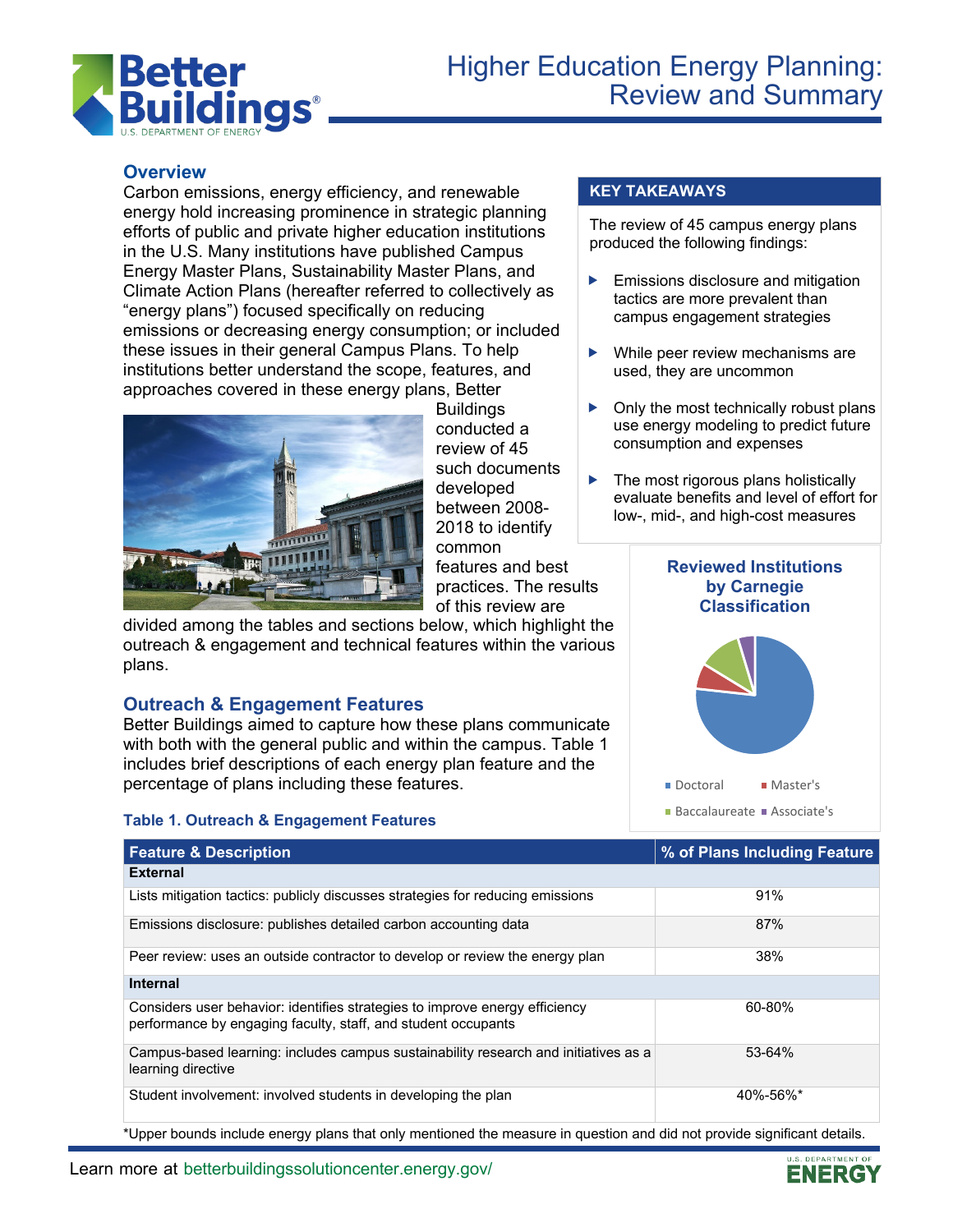# Higher Education Energy Planning: Review and Summary

## Overview

Carbon emissions, energy efficiency, and renewable energy hold increasing prominence in strategic planning efforts of public and private higher education institutions in the U.S. Many institutions have published Campus Energy Master Plans, Sustainability Master Plans, and Climate Action Plans (hereafter referred to collectively as "energy plans") focused specifically on reducing emissions or decreasing energy consumption; or included these issues in their general Campus Plans. To help institutions better understand the scope, features, and approaches covered in these energy plans, Better Buildings conducted a review of 45 such documents developed between 2008-2018 to identify common features and best practices. The results of this review are divided among the tables and sections below, which highlight the outreach & engagement and technical features within the various plans.

### KEY TAKEAWAYS

The review of 45 campus energy plans produced the following findings:

- Emissions disclosure and mitigation tactics are more prevalent than campus engagement strategies
- While peer review mechanisms are used, they are uncommon
- Only the most technically robust plans use energy modeling to predict future consumption and expenses
- The most rigorous plans holistically evaluate benefits and level of effort for low-, mid-, and high-cost measures

**Reviewed Institutions by Carnegie Classification**

Doctoral | Master's | Baccalaureate | Associate's

## Outreach & Engagement Features

Better Buildings aimed to capture how these plans communicate with both with the general public and within the campus. Table 1 includes brief descriptions of each energy plan feature and the percentage of plans including these features.

### Table 1. Outreach & Engagement Features

| Feature & Description | % of Plans Including Feature |
|---|---|
| **External** | |
| Lists mitigation tactics: publicly discusses strategies for reducing emissions | 91% |
| Emissions disclosure: publishes detailed carbon accounting data | 87% |
| Peer review: uses an outside contractor to develop or review the energy plan | 38% |
| **Internal** | |
| Considers user behavior: identifies strategies to improve energy efficiency performance by engaging faculty, staff, and student occupants | 60-80% |
| Campus-based learning: includes campus sustainability research and initiatives as a learning directive | 53-64% |
| Student involvement: involved students in developing the plan | 40%-56%* |

*Upper bounds include energy plans that only mentioned the measure in question and did not provide significant details.

Learn more at betterbuildingssolutioncenter.energy.gov/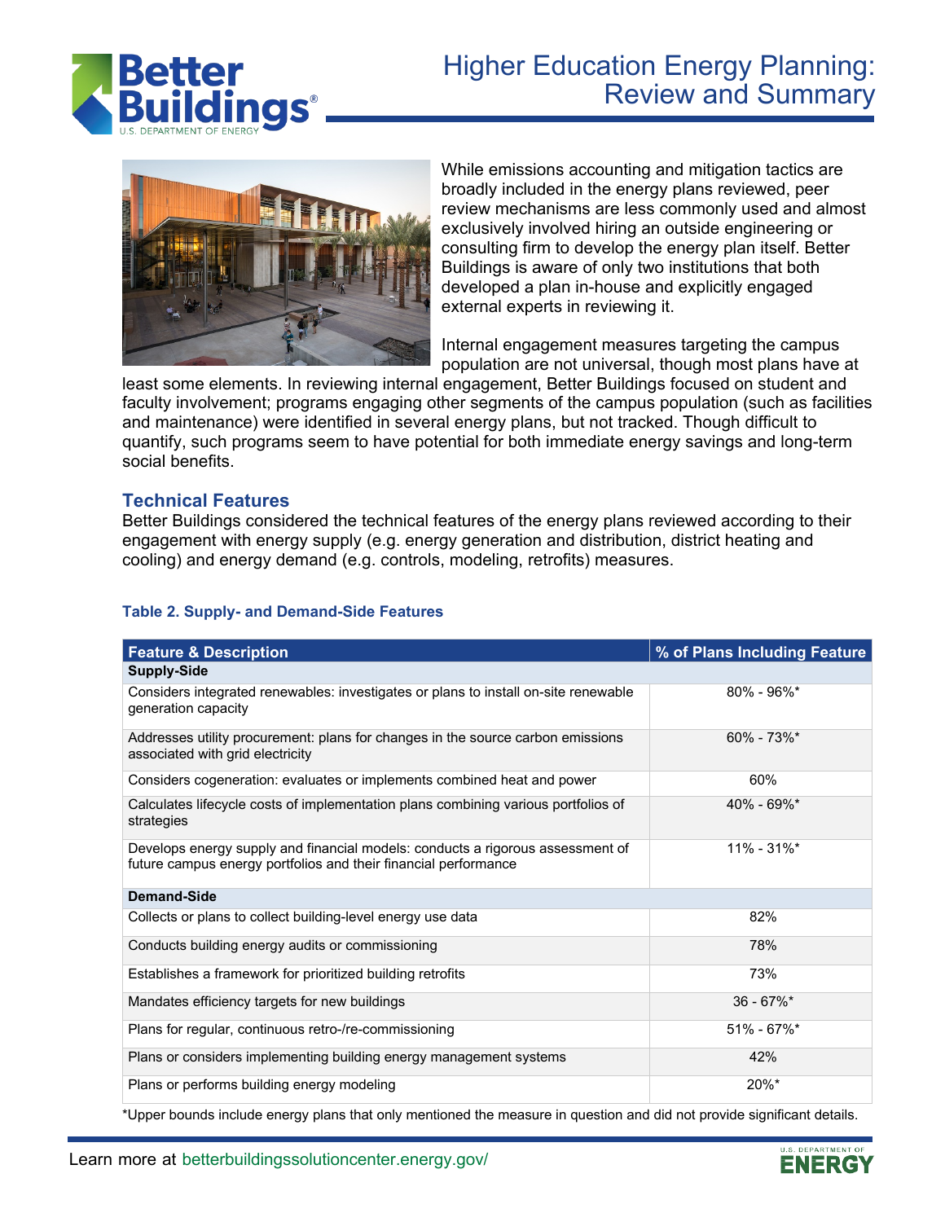While emissions accounting and mitigation tactics are broadly included in the energy plans reviewed, peer review mechanisms are less commonly used and almost exclusively involved hiring an outside engineering or consulting firm to develop the energy plan itself. Better Buildings is aware of only two institutions that both developed a plan in-house and explicitly engaged external experts in reviewing it.

Internal engagement measures targeting the campus population are not universal, though most plans have at least some elements. In reviewing internal engagement, Better Buildings focused on student and faculty involvement; programs engaging other segments of the campus population (such as facilities and maintenance) were identified in several energy plans, but not tracked. Though difficult to quantify, such programs seem to have potential for both immediate energy savings and long-term social benefits.

## Technical Features

Better Buildings considered the technical features of the energy plans reviewed according to their engagement with energy supply (e.g. energy generation and distribution, district heating and cooling) and energy demand (e.g. controls, modeling, retrofits) measures.

**Table 2. Supply- and Demand-Side Features**

| Feature & Description | % of Plans Including Feature |
|---|---|
| **Supply-Side** | |
| Considers integrated renewables: investigates or plans to install on-site renewable generation capacity | 80% - 96%* |
| Addresses utility procurement: plans for changes in the source carbon emissions associated with grid electricity | 60% - 73%* |
| Considers cogeneration: evaluates or implements combined heat and power | 60% |
| Calculates lifecycle costs of implementation plans combining various portfolios of strategies | 40% - 69%* |
| Develops energy supply and financial models: conducts a rigorous assessment of future campus energy portfolios and their financial performance | 11% - 31%* |
| **Demand-Side** | |
| Collects or plans to collect building-level energy use data | 82% |
| Conducts building energy audits or commissioning | 78% |
| Establishes a framework for prioritized building retrofits | 73% |
| Mandates efficiency targets for new buildings | 36 - 67%* |
| Plans for regular, continuous retro-/re-commissioning | 51% - 67%* |
| Plans or considers implementing building energy management systems | 42% |
| Plans or performs building energy modeling | 20%* |

*Upper bounds include energy plans that only mentioned the measure in question and did not provide significant details.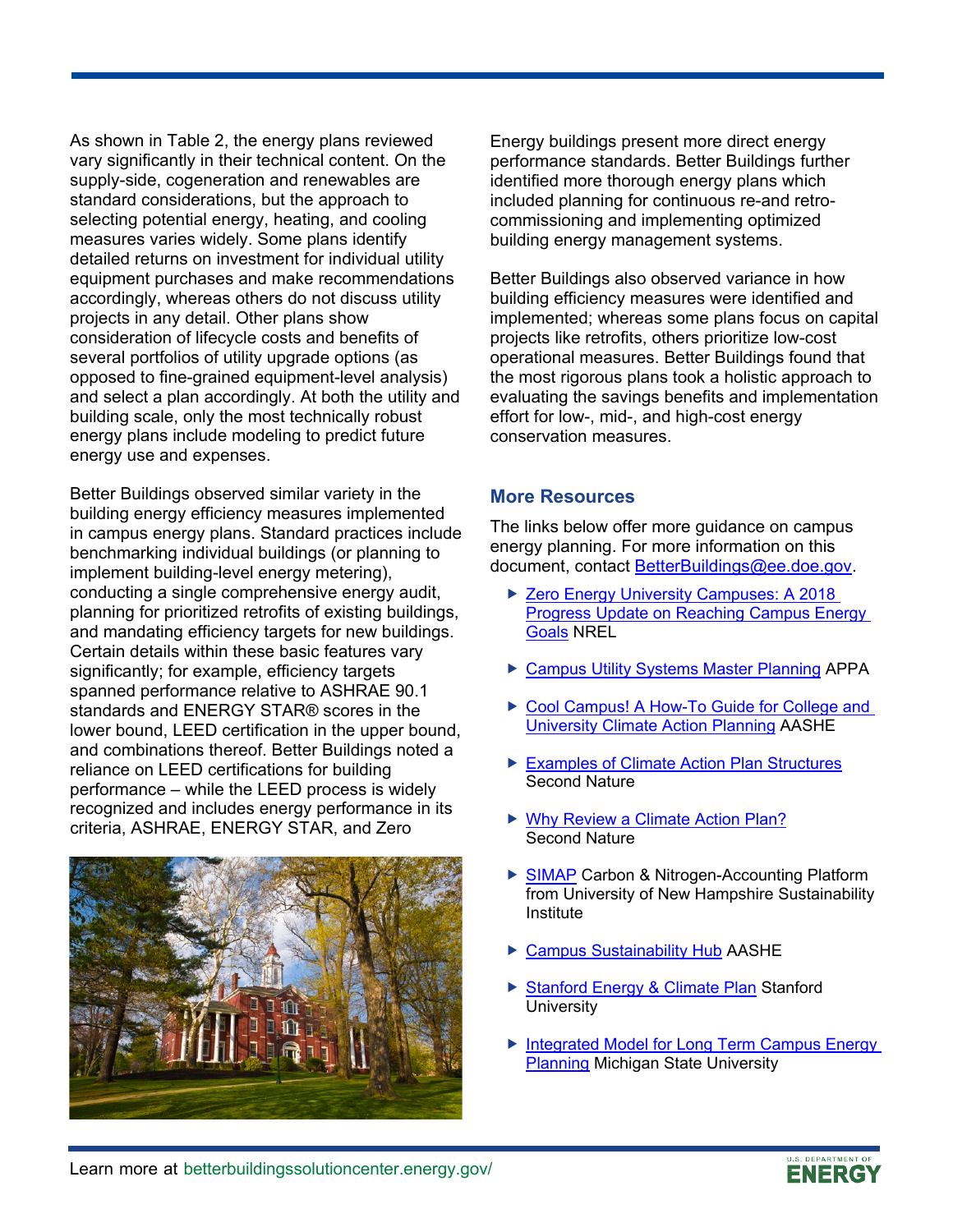As shown in Table 2, the energy plans reviewed vary significantly in their technical content. On the supply-side, cogeneration and renewables are standard considerations, but the approach to selecting potential energy, heating, and cooling measures varies widely. Some plans identify detailed returns on investment for individual utility equipment purchases and make recommendations accordingly, whereas others do not discuss utility projects in any detail. Other plans show consideration of lifecycle costs and benefits of several portfolios of utility upgrade options (as opposed to fine-grained equipment-level analysis) and select a plan accordingly. At both the utility and building scale, only the most technically robust energy plans include modeling to predict future energy use and expenses.

Better Buildings observed similar variety in the building energy efficiency measures implemented in campus energy plans. Standard practices include benchmarking individual buildings (or planning to implement building-level energy metering), conducting a single comprehensive energy audit, planning for prioritized retrofits of existing buildings, and mandating efficiency targets for new buildings. Certain details within these basic features vary significantly; for example, efficiency targets spanned performance relative to ASHRAE 90.1 standards and ENERGY STAR® scores in the lower bound, LEED certification in the upper bound, and combinations thereof. Better Buildings noted a reliance on LEED certifications for building performance – while the LEED process is widely recognized and includes energy performance in its criteria, ASHRAE, ENERGY STAR, and Zero Energy buildings present more direct energy performance standards. Better Buildings further identified more thorough energy plans which included planning for continuous re-and retro-commissioning and implementing optimized building energy management systems.

Better Buildings also observed variance in how building efficiency measures were identified and implemented; whereas some plans focus on capital projects like retrofits, others prioritize low-cost operational measures. Better Buildings found that the most rigorous plans took a holistic approach to evaluating the savings benefits and implementation effort for low-, mid-, and high-cost energy conservation measures.

## More Resources

The links below offer more guidance on campus energy planning. For more information on this document, contact BetterBuildings@ee.doe.gov.

- Zero Energy University Campuses: A 2018 Progress Update on Reaching Campus Energy Goals NREL
- Campus Utility Systems Master Planning APPA
- Cool Campus! A How-To Guide for College and University Climate Action Planning AASHE
- Examples of Climate Action Plan Structures Second Nature
- Why Review a Climate Action Plan? Second Nature
- SIMAP Carbon & Nitrogen-Accounting Platform from University of New Hampshire Sustainability Institute
- Campus Sustainability Hub AASHE
- Stanford Energy & Climate Plan Stanford University
- Integrated Model for Long Term Campus Energy Planning Michigan State University